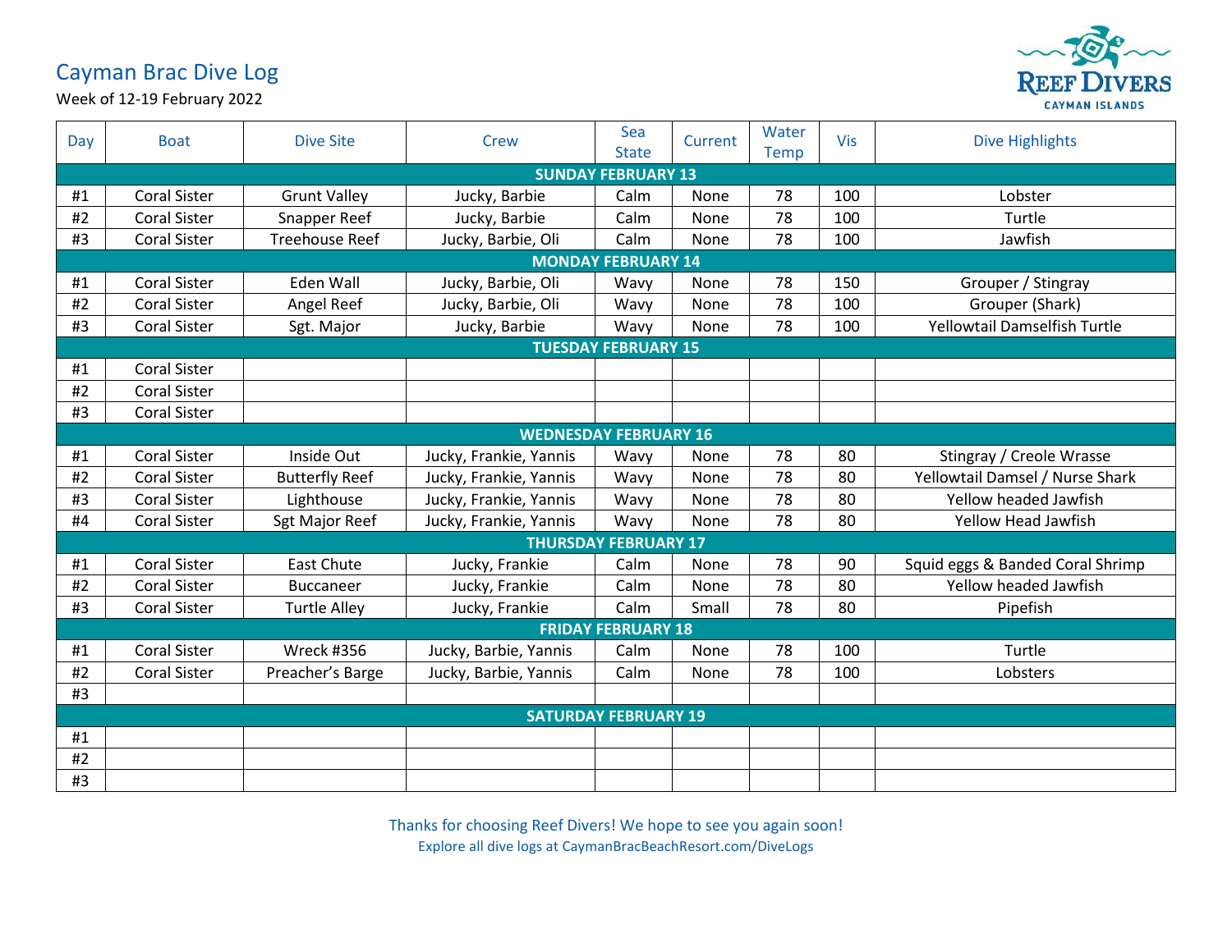# Cayman Brac Dive Log

Week of 12-19 February 2022

REEF DIVERS
CAYMAN ISLANDS

| Day | Boat | Dive Site | Crew | Sea State | Current | Water Temp | Vis | Dive Highlights |
|---|---|---|---|---|---|---|---|---|
| **SUNDAY FEBRUARY 13** | | | | | | | | |
| #1 | Coral Sister | Grunt Valley | Jucky, Barbie | Calm | None | 78 | 100 | Lobster |
| #2 | Coral Sister | Snapper Reef | Jucky, Barbie | Calm | None | 78 | 100 | Turtle |
| #3 | Coral Sister | Treehouse Reef | Jucky, Barbie, Oli | Calm | None | 78 | 100 | Jawfish |
| **MONDAY FEBRUARY 14** | | | | | | | | |
| #1 | Coral Sister | Eden Wall | Jucky, Barbie, Oli | Wavy | None | 78 | 150 | Grouper / Stingray |
| #2 | Coral Sister | Angel Reef | Jucky, Barbie, Oli | Wavy | None | 78 | 100 | Grouper (Shark) |
| #3 | Coral Sister | Sgt. Major | Jucky, Barbie | Wavy | None | 78 | 100 | Yellowtail Damselfish Turtle |
| **TUESDAY FEBRUARY 15** | | | | | | | | |
| #1 | Coral Sister | | | | | | | |
| #2 | Coral Sister | | | | | | | |
| #3 | Coral Sister | | | | | | | |
| **WEDNESDAY FEBRUARY 16** | | | | | | | | |
| #1 | Coral Sister | Inside Out | Jucky, Frankie, Yannis | Wavy | None | 78 | 80 | Stingray / Creole Wrasse |
| #2 | Coral Sister | Butterfly Reef | Jucky, Frankie, Yannis | Wavy | None | 78 | 80 | Yellowtail Damsel / Nurse Shark |
| #3 | Coral Sister | Lighthouse | Jucky, Frankie, Yannis | Wavy | None | 78 | 80 | Yellow headed Jawfish |
| #4 | Coral Sister | Sgt Major Reef | Jucky, Frankie, Yannis | Wavy | None | 78 | 80 | Yellow Head Jawfish |
| **THURSDAY FEBRUARY 17** | | | | | | | | |
| #1 | Coral Sister | East Chute | Jucky, Frankie | Calm | None | 78 | 90 | Squid eggs & Banded Coral Shrimp |
| #2 | Coral Sister | Buccaneer | Jucky, Frankie | Calm | None | 78 | 80 | Yellow headed Jawfish |
| #3 | Coral Sister | Turtle Alley | Jucky, Frankie | Calm | Small | 78 | 80 | Pipefish |
| **FRIDAY FEBRUARY 18** | | | | | | | | |
| #1 | Coral Sister | Wreck #356 | Jucky, Barbie, Yannis | Calm | None | 78 | 100 | Turtle |
| #2 | Coral Sister | Preacher's Barge | Jucky, Barbie, Yannis | Calm | None | 78 | 100 | Lobsters |
| #3 | | | | | | | | |
| **SATURDAY FEBRUARY 19** | | | | | | | | |
| #1 | | | | | | | | |
| #2 | | | | | | | | |
| #3 | | | | | | | | |

Thanks for choosing Reef Divers! We hope to see you again soon!

Explore all dive logs at CaymanBracBeachResort.com/DiveLogs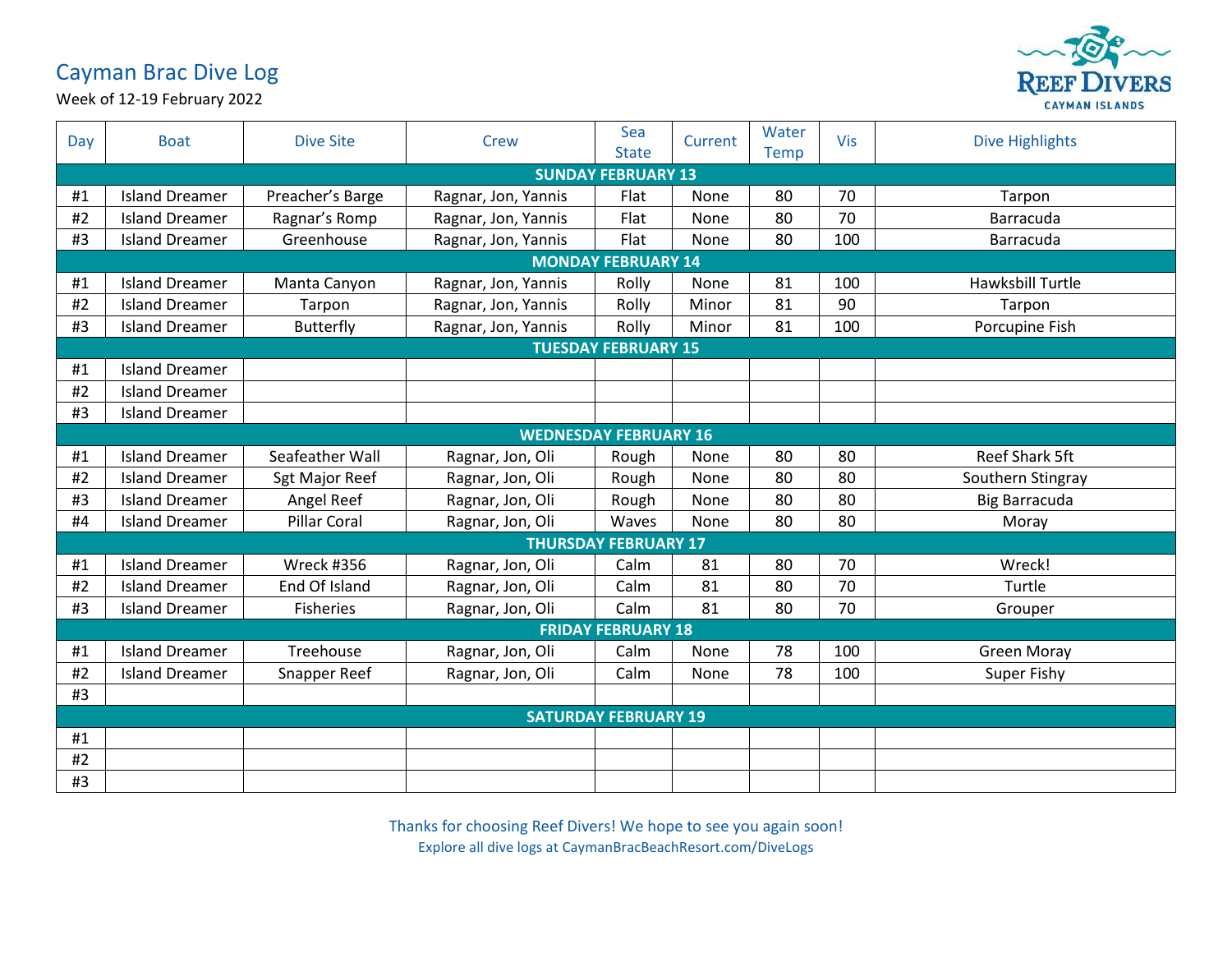# Cayman Brac Dive Log

Week of 12-19 February 2022

REEF DIVERS CAYMAN ISLANDS

| Day | Boat | Dive Site | Crew | Sea State | Current | Water Temp | Vis | Dive Highlights |
|---|---|---|---|---|---|---|---|---|
| **SUNDAY FEBRUARY 13** | | | | | | | | |
| #1 | Island Dreamer | Preacher's Barge | Ragnar, Jon, Yannis | Flat | None | 80 | 70 | Tarpon |
| #2 | Island Dreamer | Ragnar's Romp | Ragnar, Jon, Yannis | Flat | None | 80 | 70 | Barracuda |
| #3 | Island Dreamer | Greenhouse | Ragnar, Jon, Yannis | Flat | None | 80 | 100 | Barracuda |
| **MONDAY FEBRUARY 14** | | | | | | | | |
| #1 | Island Dreamer | Manta Canyon | Ragnar, Jon, Yannis | Rolly | None | 81 | 100 | Hawksbill Turtle |
| #2 | Island Dreamer | Tarpon | Ragnar, Jon, Yannis | Rolly | Minor | 81 | 90 | Tarpon |
| #3 | Island Dreamer | Butterfly | Ragnar, Jon, Yannis | Rolly | Minor | 81 | 100 | Porcupine Fish |
| **TUESDAY FEBRUARY 15** | | | | | | | | |
| #1 | Island Dreamer | | | | | | | |
| #2 | Island Dreamer | | | | | | | |
| #3 | Island Dreamer | | | | | | | |
| **WEDNESDAY FEBRUARY 16** | | | | | | | | |
| #1 | Island Dreamer | Seafeather Wall | Ragnar, Jon, Oli | Rough | None | 80 | 80 | Reef Shark 5ft |
| #2 | Island Dreamer | Sgt Major Reef | Ragnar, Jon, Oli | Rough | None | 80 | 80 | Southern Stingray |
| #3 | Island Dreamer | Angel Reef | Ragnar, Jon, Oli | Rough | None | 80 | 80 | Big Barracuda |
| #4 | Island Dreamer | Pillar Coral | Ragnar, Jon, Oli | Waves | None | 80 | 80 | Moray |
| **THURSDAY FEBRUARY 17** | | | | | | | | |
| #1 | Island Dreamer | Wreck #356 | Ragnar, Jon, Oli | Calm | 81 | 80 | 70 | Wreck! |
| #2 | Island Dreamer | End Of Island | Ragnar, Jon, Oli | Calm | 81 | 80 | 70 | Turtle |
| #3 | Island Dreamer | Fisheries | Ragnar, Jon, Oli | Calm | 81 | 80 | 70 | Grouper |
| **FRIDAY FEBRUARY 18** | | | | | | | | |
| #1 | Island Dreamer | Treehouse | Ragnar, Jon, Oli | Calm | None | 78 | 100 | Green Moray |
| #2 | Island Dreamer | Snapper Reef | Ragnar, Jon, Oli | Calm | None | 78 | 100 | Super Fishy |
| #3 | | | | | | | | |
| **SATURDAY FEBRUARY 19** | | | | | | | | |
| #1 | | | | | | | | |
| #2 | | | | | | | | |
| #3 | | | | | | | | |

Thanks for choosing Reef Divers! We hope to see you again soon!

Explore all dive logs at CaymanBracBeachResort.com/DiveLogs